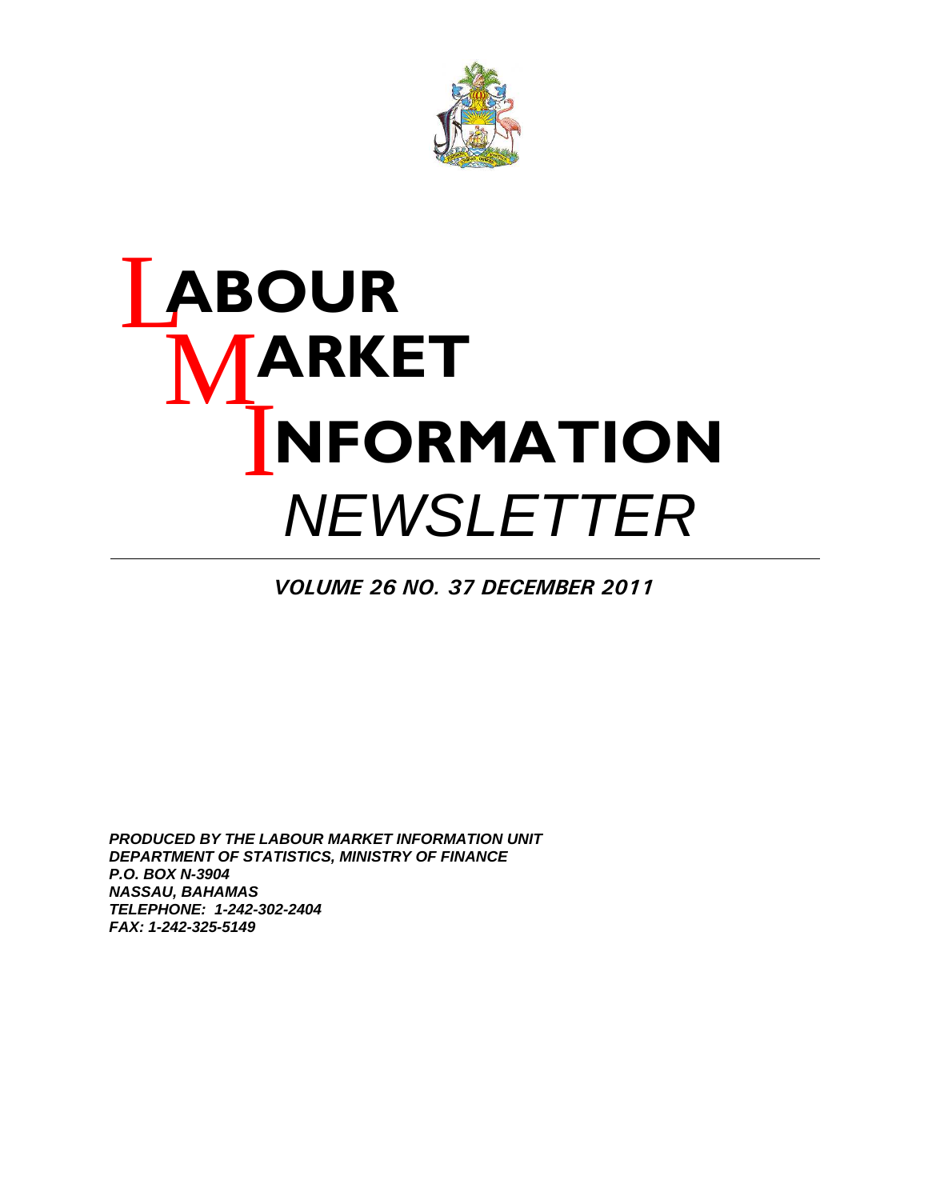# LABOUR MARKET INFORMATION

# *NEWSLETTER*

***VOLUME 26 NO. 37 DECEMBER 2011***

***PRODUCED BY THE LABOUR MARKET INFORMATION UNIT***
***DEPARTMENT OF STATISTICS, MINISTRY OF FINANCE***
***P.O. BOX N-3904***
***NASSAU, BAHAMAS***
***TELEPHONE: 1-242-302-2404***
***FAX: 1-242-325-5149***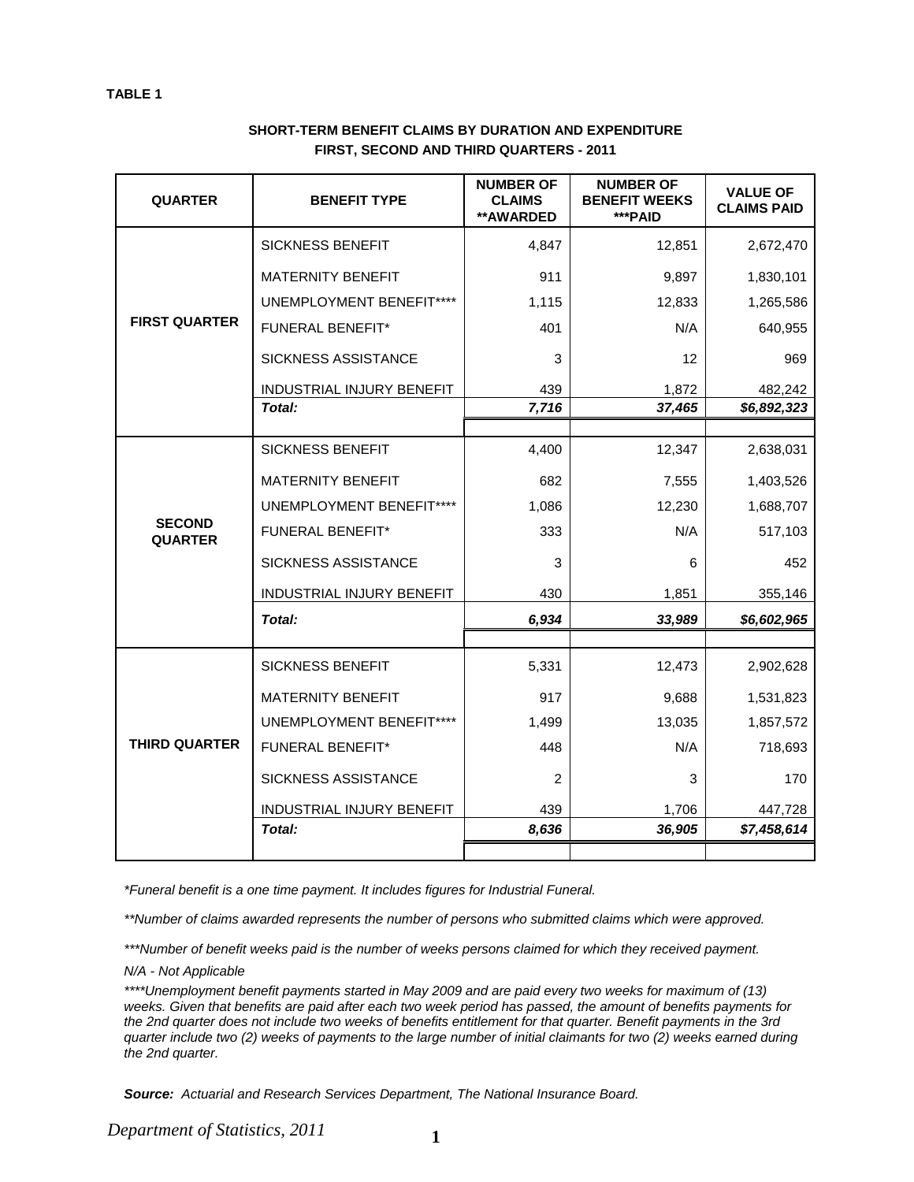**TABLE 1**

**SHORT-TERM BENEFIT CLAIMS BY DURATION AND EXPENDITURE**
**FIRST, SECOND AND THIRD QUARTERS - 2011**

| QUARTER | BENEFIT TYPE | NUMBER OF CLAIMS **AWARDED | NUMBER OF BENEFIT WEEKS ***PAID | VALUE OF CLAIMS PAID |
|---|---|---|---|---|
| FIRST QUARTER | SICKNESS BENEFIT | 4,847 | 12,851 | 2,672,470 |
| | MATERNITY BENEFIT | 911 | 9,897 | 1,830,101 |
| | UNEMPLOYMENT BENEFIT**** | 1,115 | 12,833 | 1,265,586 |
| | FUNERAL BENEFIT* | 401 | N/A | 640,955 |
| | SICKNESS ASSISTANCE | 3 | 12 | 969 |
| | INDUSTRIAL INJURY BENEFIT | 439 | 1,872 | 482,242 |
| | ***Total:*** | ***7,716*** | ***37,465*** | ***$6,892,323*** |
| SECOND QUARTER | SICKNESS BENEFIT | 4,400 | 12,347 | 2,638,031 |
| | MATERNITY BENEFIT | 682 | 7,555 | 1,403,526 |
| | UNEMPLOYMENT BENEFIT**** | 1,086 | 12,230 | 1,688,707 |
| | FUNERAL BENEFIT* | 333 | N/A | 517,103 |
| | SICKNESS ASSISTANCE | 3 | 6 | 452 |
| | INDUSTRIAL INJURY BENEFIT | 430 | 1,851 | 355,146 |
| | ***Total:*** | ***6,934*** | ***33,989*** | ***$6,602,965*** |
| THIRD QUARTER | SICKNESS BENEFIT | 5,331 | 12,473 | 2,902,628 |
| | MATERNITY BENEFIT | 917 | 9,688 | 1,531,823 |
| | UNEMPLOYMENT BENEFIT**** | 1,499 | 13,035 | 1,857,572 |
| | FUNERAL BENEFIT* | 448 | N/A | 718,693 |
| | SICKNESS ASSISTANCE | 2 | 3 | 170 |
| | INDUSTRIAL INJURY BENEFIT | 439 | 1,706 | 447,728 |
| | ***Total:*** | ***8,636*** | ***36,905*** | ***$7,458,614*** |

*\*Funeral benefit is a one time payment. It includes figures for Industrial Funeral.*

*\*\*Number of claims awarded represents the number of persons who submitted claims which were approved.*

*\*\*\*Number of benefit weeks paid is the number of weeks persons claimed for which they received payment.*

*N/A - Not Applicable*

*\*\*\*\*Unemployment benefit payments started in May 2009 and are paid every two weeks for maximum of (13) weeks. Given that benefits are paid after each two week period has passed, the amount of benefits payments for the 2nd quarter does not include two weeks of benefits entitlement for that quarter. Benefit payments in the 3rd quarter include two (2) weeks of payments to the large number of initial claimants for two (2) weeks earned during the 2nd quarter.*

***Source:*** *Actuarial and Research Services Department, The National Insurance Board.*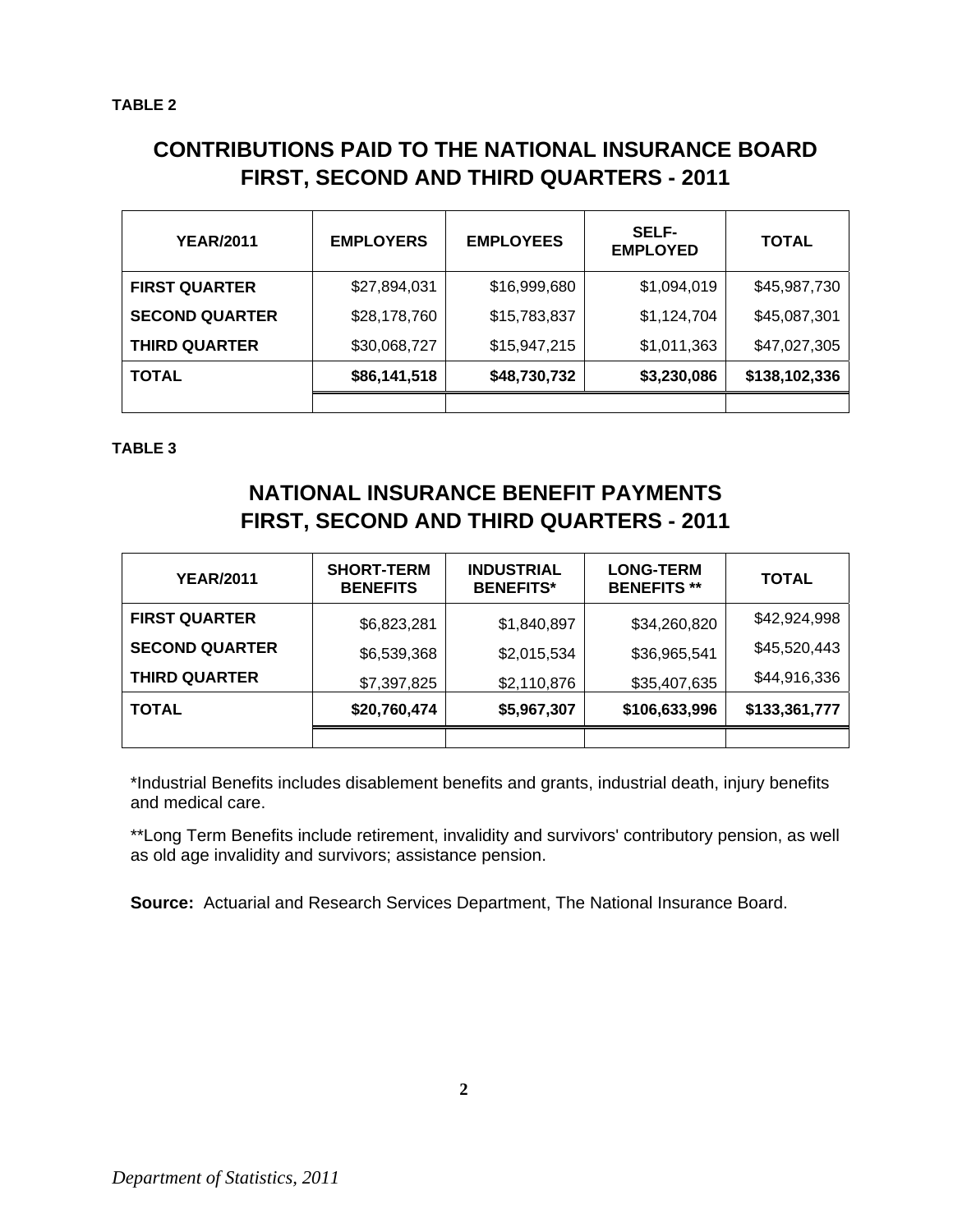**TABLE 2**

## CONTRIBUTIONS PAID TO THE NATIONAL INSURANCE BOARD FIRST, SECOND AND THIRD QUARTERS - 2011

| YEAR/2011 | EMPLOYERS | EMPLOYEES | SELF-EMPLOYED | TOTAL |
|---|---|---|---|---|
| **FIRST QUARTER** | $27,894,031 | $16,999,680 | $1,094,019 | $45,987,730 |
| **SECOND QUARTER** | $28,178,760 | $15,783,837 | $1,124,704 | $45,087,301 |
| **THIRD QUARTER** | $30,068,727 | $15,947,215 | $1,011,363 | $47,027,305 |
| **TOTAL** | **$86,141,518** | **$48,730,732** | **$3,230,086** | **$138,102,336** |

**TABLE 3**

## NATIONAL INSURANCE BENEFIT PAYMENTS FIRST, SECOND AND THIRD QUARTERS - 2011

| YEAR/2011 | SHORT-TERM BENEFITS | INDUSTRIAL BENEFITS* | LONG-TERM BENEFITS ** | TOTAL |
|---|---|---|---|---|
| **FIRST QUARTER** | $6,823,281 | $1,840,897 | $34,260,820 | $42,924,998 |
| **SECOND QUARTER** | $6,539,368 | $2,015,534 | $36,965,541 | $45,520,443 |
| **THIRD QUARTER** | $7,397,825 | $2,110,876 | $35,407,635 | $44,916,336 |
| **TOTAL** | **$20,760,474** | **$5,967,307** | **$106,633,996** | **$133,361,777** |

*Industrial Benefits includes disablement benefits and grants, industrial death, injury benefits and medical care.

**Long Term Benefits include retirement, invalidity and survivors' contributory pension, as well as old age invalidity and survivors; assistance pension.

**Source:** Actuarial and Research Services Department, The National Insurance Board.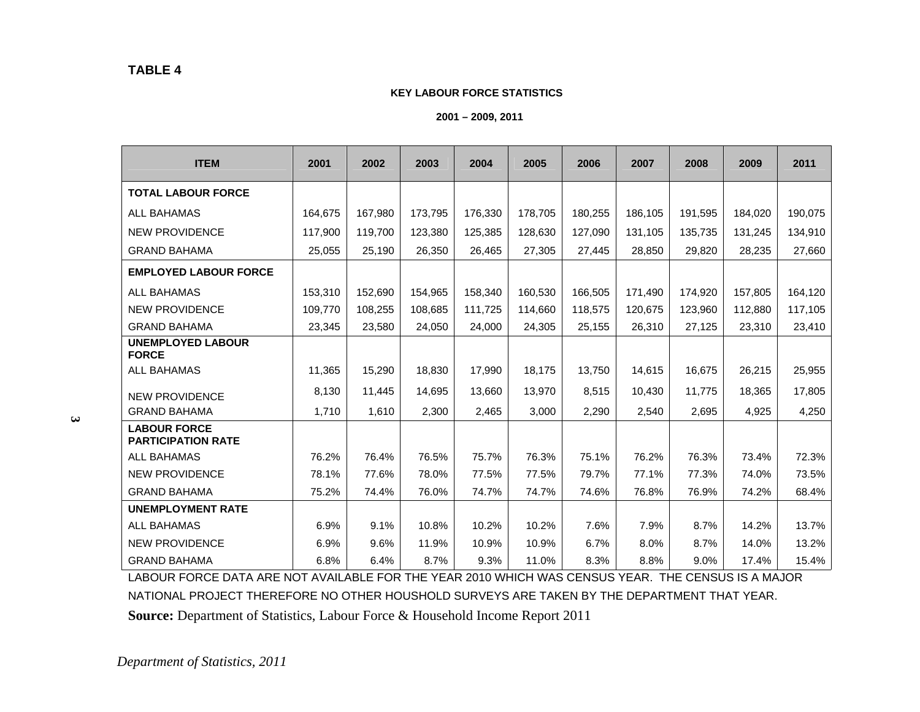**TABLE 4**

**KEY LABOUR FORCE STATISTICS**

**2001 – 2009, 2011**

| ITEM | 2001 | 2002 | 2003 | 2004 | 2005 | 2006 | 2007 | 2008 | 2009 | 2011 |
|---|---|---|---|---|---|---|---|---|---|---|
| **TOTAL LABOUR FORCE** | | | | | | | | | | |
| ALL BAHAMAS | 164,675 | 167,980 | 173,795 | 176,330 | 178,705 | 180,255 | 186,105 | 191,595 | 184,020 | 190,075 |
| NEW PROVIDENCE | 117,900 | 119,700 | 123,380 | 125,385 | 128,630 | 127,090 | 131,105 | 135,735 | 131,245 | 134,910 |
| GRAND BAHAMA | 25,055 | 25,190 | 26,350 | 26,465 | 27,305 | 27,445 | 28,850 | 29,820 | 28,235 | 27,660 |
| **EMPLOYED LABOUR FORCE** | | | | | | | | | | |
| ALL BAHAMAS | 153,310 | 152,690 | 154,965 | 158,340 | 160,530 | 166,505 | 171,490 | 174,920 | 157,805 | 164,120 |
| NEW PROVIDENCE | 109,770 | 108,255 | 108,685 | 111,725 | 114,660 | 118,575 | 120,675 | 123,960 | 112,880 | 117,105 |
| GRAND BAHAMA | 23,345 | 23,580 | 24,050 | 24,000 | 24,305 | 25,155 | 26,310 | 27,125 | 23,310 | 23,410 |
| **UNEMPLOYED LABOUR FORCE** | | | | | | | | | | |
| ALL BAHAMAS | 11,365 | 15,290 | 18,830 | 17,990 | 18,175 | 13,750 | 14,615 | 16,675 | 26,215 | 25,955 |
| NEW PROVIDENCE | 8,130 | 11,445 | 14,695 | 13,660 | 13,970 | 8,515 | 10,430 | 11,775 | 18,365 | 17,805 |
| GRAND BAHAMA | 1,710 | 1,610 | 2,300 | 2,465 | 3,000 | 2,290 | 2,540 | 2,695 | 4,925 | 4,250 |
| **LABOUR FORCE PARTICIPATION RATE** | | | | | | | | | | |
| ALL BAHAMAS | 76.2% | 76.4% | 76.5% | 75.7% | 76.3% | 75.1% | 76.2% | 76.3% | 73.4% | 72.3% |
| NEW PROVIDENCE | 78.1% | 77.6% | 78.0% | 77.5% | 77.5% | 79.7% | 77.1% | 77.3% | 74.0% | 73.5% |
| GRAND BAHAMA | 75.2% | 74.4% | 76.0% | 74.7% | 74.7% | 74.6% | 76.8% | 76.9% | 74.2% | 68.4% |
| **UNEMPLOYMENT RATE** | | | | | | | | | | |
| ALL BAHAMAS | 6.9% | 9.1% | 10.8% | 10.2% | 10.2% | 7.6% | 7.9% | 8.7% | 14.2% | 13.7% |
| NEW PROVIDENCE | 6.9% | 9.6% | 11.9% | 10.9% | 10.9% | 6.7% | 8.0% | 8.7% | 14.0% | 13.2% |
| GRAND BAHAMA | 6.8% | 6.4% | 8.7% | 9.3% | 11.0% | 8.3% | 8.8% | 9.0% | 17.4% | 15.4% |

LABOUR FORCE DATA ARE NOT AVAILABLE FOR THE YEAR 2010 WHICH WAS CENSUS YEAR. THE CENSUS IS A MAJOR NATIONAL PROJECT THEREFORE NO OTHER HOUSHOLD SURVEYS ARE TAKEN BY THE DEPARTMENT THAT YEAR.

**Source:** Department of Statistics, Labour Force & Household Income Report 2011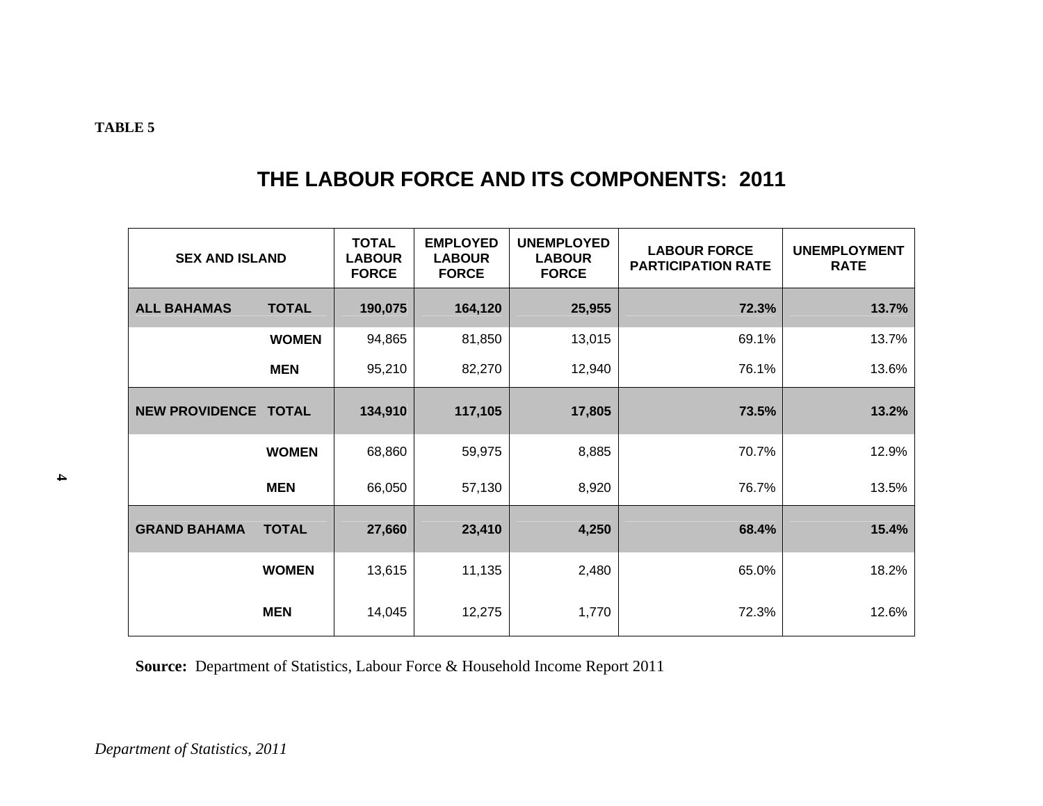**TABLE 5**

# THE LABOUR FORCE AND ITS COMPONENTS: 2011

| SEX AND ISLAND | | TOTAL LABOUR FORCE | EMPLOYED LABOUR FORCE | UNEMPLOYED LABOUR FORCE | LABOUR FORCE PARTICIPATION RATE | UNEMPLOYMENT RATE |
|---|---|---|---|---|---|---|
| **ALL BAHAMAS** | **TOTAL** | **190,075** | **164,120** | **25,955** | **72.3%** | **13.7%** |
| | **WOMEN** | 94,865 | 81,850 | 13,015 | 69.1% | 13.7% |
| | **MEN** | 95,210 | 82,270 | 12,940 | 76.1% | 13.6% |
| **NEW PROVIDENCE** | **TOTAL** | **134,910** | **117,105** | **17,805** | **73.5%** | **13.2%** |
| | **WOMEN** | 68,860 | 59,975 | 8,885 | 70.7% | 12.9% |
| | **MEN** | 66,050 | 57,130 | 8,920 | 76.7% | 13.5% |
| **GRAND BAHAMA** | **TOTAL** | **27,660** | **23,410** | **4,250** | **68.4%** | **15.4%** |
| | **WOMEN** | 13,615 | 11,135 | 2,480 | 65.0% | 18.2% |
| | **MEN** | 14,045 | 12,275 | 1,770 | 72.3% | 12.6% |

**Source:** Department of Statistics, Labour Force & Household Income Report 2011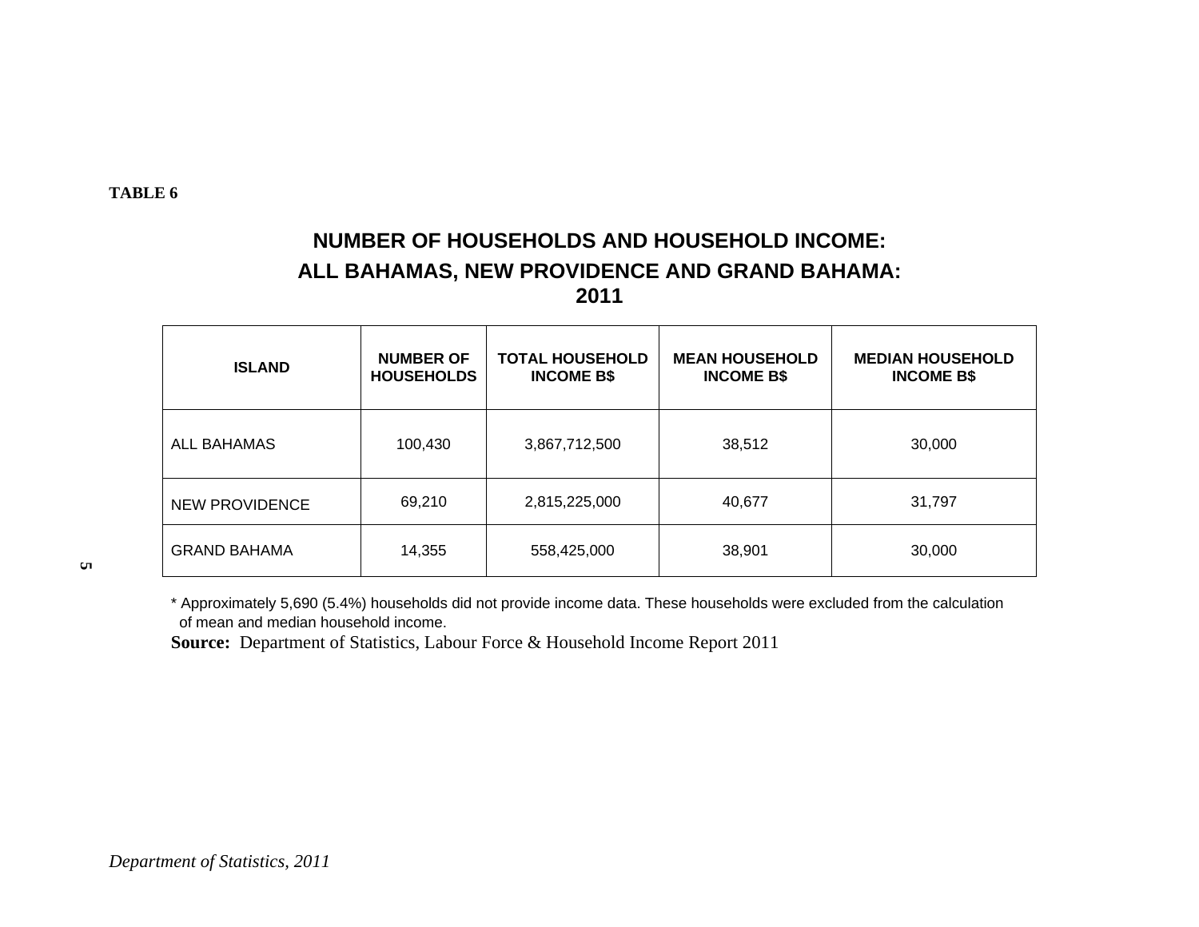**TABLE 6**

## NUMBER OF HOUSEHOLDS AND HOUSEHOLD INCOME: ALL BAHAMAS, NEW PROVIDENCE AND GRAND BAHAMA: 2011

| ISLAND | NUMBER OF HOUSEHOLDS | TOTAL HOUSEHOLD INCOME B$ | MEAN HOUSEHOLD INCOME B$ | MEDIAN HOUSEHOLD INCOME B$ |
|---|---|---|---|---|
| ALL BAHAMAS | 100,430 | 3,867,712,500 | 38,512 | 30,000 |
| NEW PROVIDENCE | 69,210 | 2,815,225,000 | 40,677 | 31,797 |
| GRAND BAHAMA | 14,355 | 558,425,000 | 38,901 | 30,000 |

\* Approximately 5,690 (5.4%) households did not provide income data. These households were excluded from the calculation of mean and median household income.

**Source:** Department of Statistics, Labour Force & Household Income Report 2011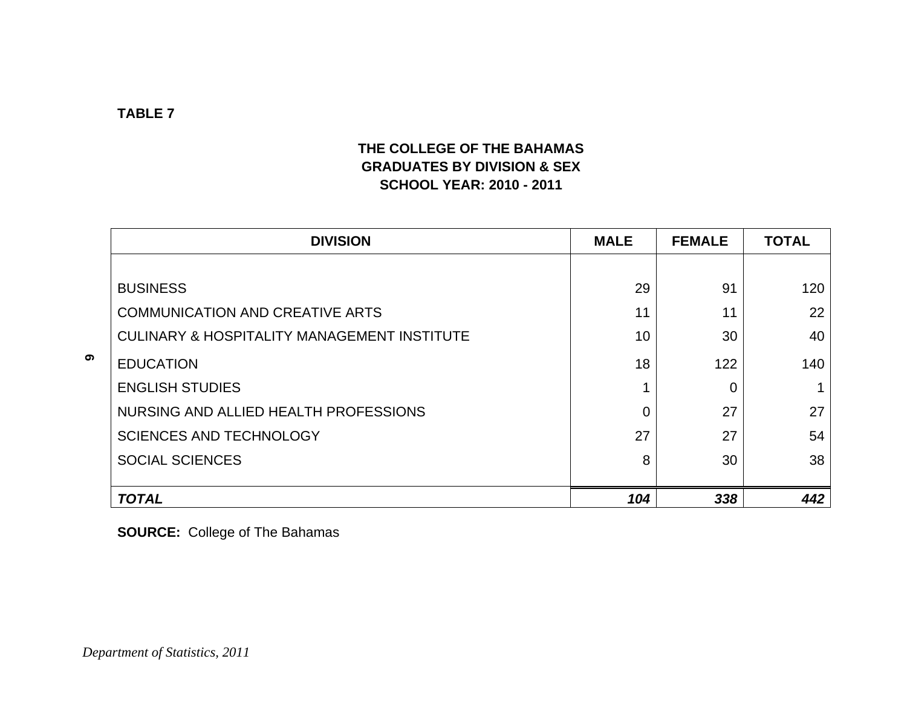**TABLE 7**

## THE COLLEGE OF THE BAHAMAS
## GRADUATES BY DIVISION & SEX
## SCHOOL YEAR: 2010 - 2011

| DIVISION | MALE | FEMALE | TOTAL |
|---|---|---|---|
| BUSINESS | 29 | 91 | 120 |
| COMMUNICATION AND CREATIVE ARTS | 11 | 11 | 22 |
| CULINARY & HOSPITALITY MANAGEMENT INSTITUTE | 10 | 30 | 40 |
| EDUCATION | 18 | 122 | 140 |
| ENGLISH STUDIES | 1 | 0 | 1 |
| NURSING AND ALLIED HEALTH PROFESSIONS | 0 | 27 | 27 |
| SCIENCES AND TECHNOLOGY | 27 | 27 | 54 |
| SOCIAL SCIENCES | 8 | 30 | 38 |
| ***TOTAL*** | ***104*** | ***338*** | ***442*** |

**SOURCE:** College of The Bahamas

*Department of Statistics, 2011*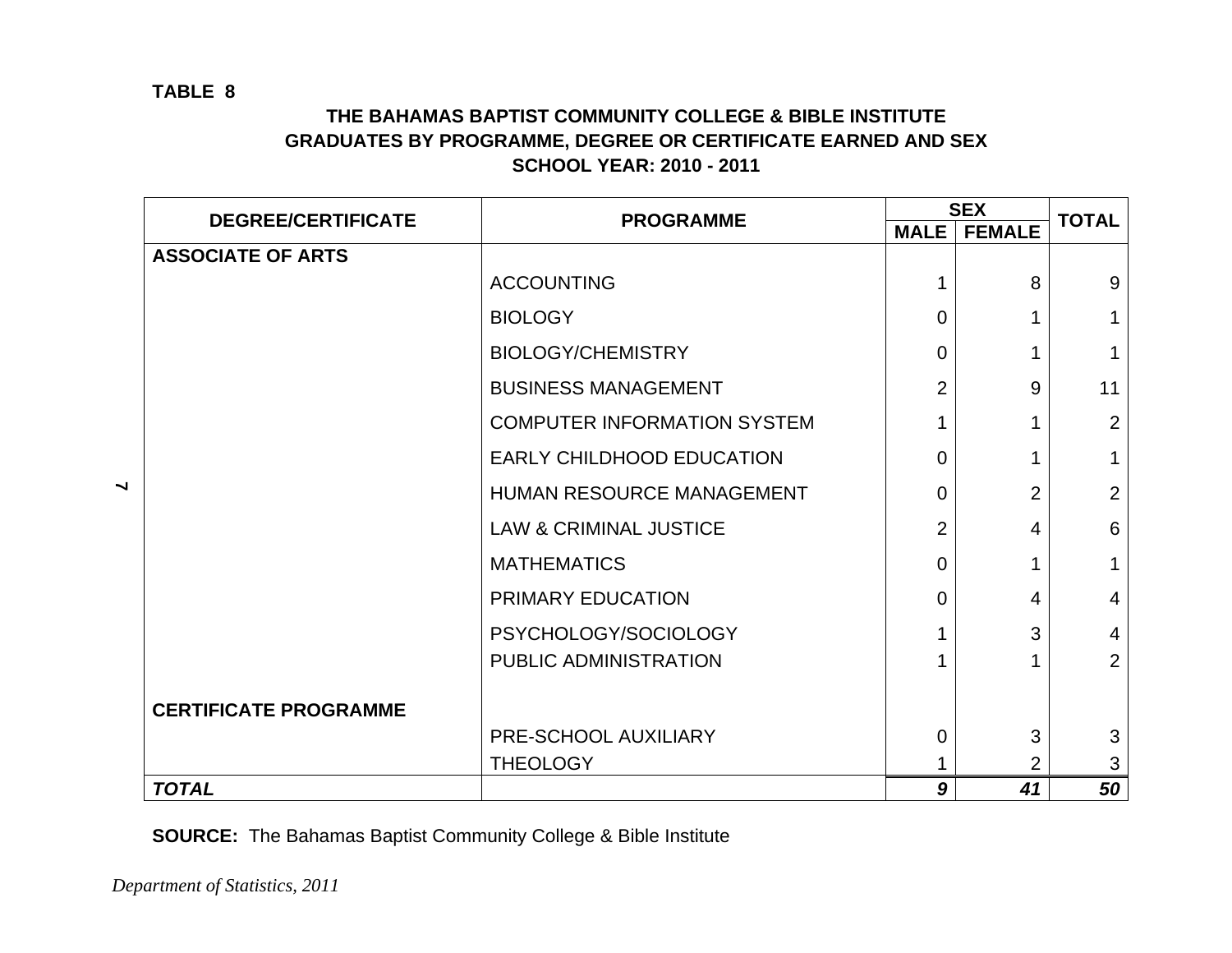**TABLE 8**

## THE BAHAMAS BAPTIST COMMUNITY COLLEGE & BIBLE INSTITUTE
## GRADUATES BY PROGRAMME, DEGREE OR CERTIFICATE EARNED AND SEX
## SCHOOL YEAR: 2010 - 2011

| DEGREE/CERTIFICATE | PROGRAMME | SEX | | TOTAL |
|---|---|---|---|---|
| | | MALE | FEMALE | |
| **ASSOCIATE OF ARTS** | | | | |
| | ACCOUNTING | 1 | 8 | 9 |
| | BIOLOGY | 0 | 1 | 1 |
| | BIOLOGY/CHEMISTRY | 0 | 1 | 1 |
| | BUSINESS MANAGEMENT | 2 | 9 | 11 |
| | COMPUTER INFORMATION SYSTEM | 1 | 1 | 2 |
| | EARLY CHILDHOOD EDUCATION | 0 | 1 | 1 |
| | HUMAN RESOURCE MANAGEMENT | 0 | 2 | 2 |
| | LAW & CRIMINAL JUSTICE | 2 | 4 | 6 |
| | MATHEMATICS | 0 | 1 | 1 |
| | PRIMARY EDUCATION | 0 | 4 | 4 |
| | PSYCHOLOGY/SOCIOLOGY | 1 | 3 | 4 |
| | PUBLIC ADMINISTRATION | 1 | 1 | 2 |
| **CERTIFICATE PROGRAMME** | | | | |
| | PRE-SCHOOL AUXILIARY | 0 | 3 | 3 |
| | THEOLOGY | 1 | 2 | 3 |
| ***TOTAL*** | | ***9*** | ***41*** | ***50*** |

**SOURCE:** The Bahamas Baptist Community College & Bible Institute

*Department of Statistics, 2011*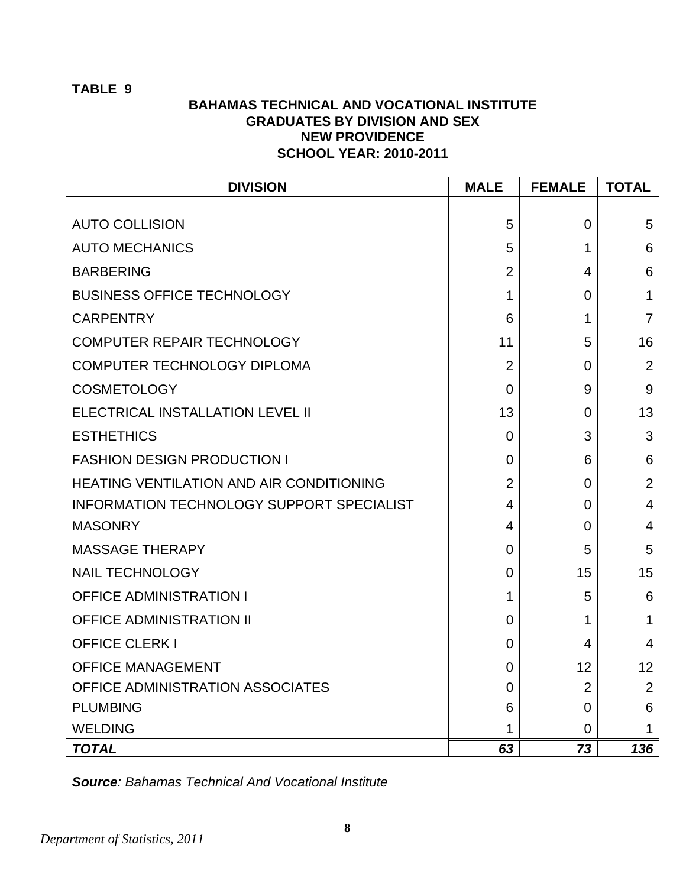**TABLE 9**

## BAHAMAS TECHNICAL AND VOCATIONAL INSTITUTE
## GRADUATES BY DIVISION AND SEX
## NEW PROVIDENCE
## SCHOOL YEAR: 2010-2011

| DIVISION | MALE | FEMALE | TOTAL |
|---|---|---|---|
| AUTO COLLISION | 5 | 0 | 5 |
| AUTO MECHANICS | 5 | 1 | 6 |
| BARBERING | 2 | 4 | 6 |
| BUSINESS OFFICE TECHNOLOGY | 1 | 0 | 1 |
| CARPENTRY | 6 | 1 | 7 |
| COMPUTER REPAIR TECHNOLOGY | 11 | 5 | 16 |
| COMPUTER TECHNOLOGY DIPLOMA | 2 | 0 | 2 |
| COSMETOLOGY | 0 | 9 | 9 |
| ELECTRICAL INSTALLATION LEVEL II | 13 | 0 | 13 |
| ESTHETHICS | 0 | 3 | 3 |
| FASHION DESIGN PRODUCTION I | 0 | 6 | 6 |
| HEATING VENTILATION AND AIR CONDITIONING | 2 | 0 | 2 |
| INFORMATION TECHNOLOGY SUPPORT SPECIALIST | 4 | 0 | 4 |
| MASONRY | 4 | 0 | 4 |
| MASSAGE THERAPY | 0 | 5 | 5 |
| NAIL TECHNOLOGY | 0 | 15 | 15 |
| OFFICE ADMINISTRATION I | 1 | 5 | 6 |
| OFFICE ADMINISTRATION II | 0 | 1 | 1 |
| OFFICE CLERK I | 0 | 4 | 4 |
| OFFICE MANAGEMENT | 0 | 12 | 12 |
| OFFICE ADMINISTRATION ASSOCIATES | 0 | 2 | 2 |
| PLUMBING | 6 | 0 | 6 |
| WELDING | 1 | 0 | 1 |
| ***TOTAL*** | ***63*** | ***73*** | ***136*** |

***Source**: Bahamas Technical And Vocational Institute*

*Department of Statistics, 2011*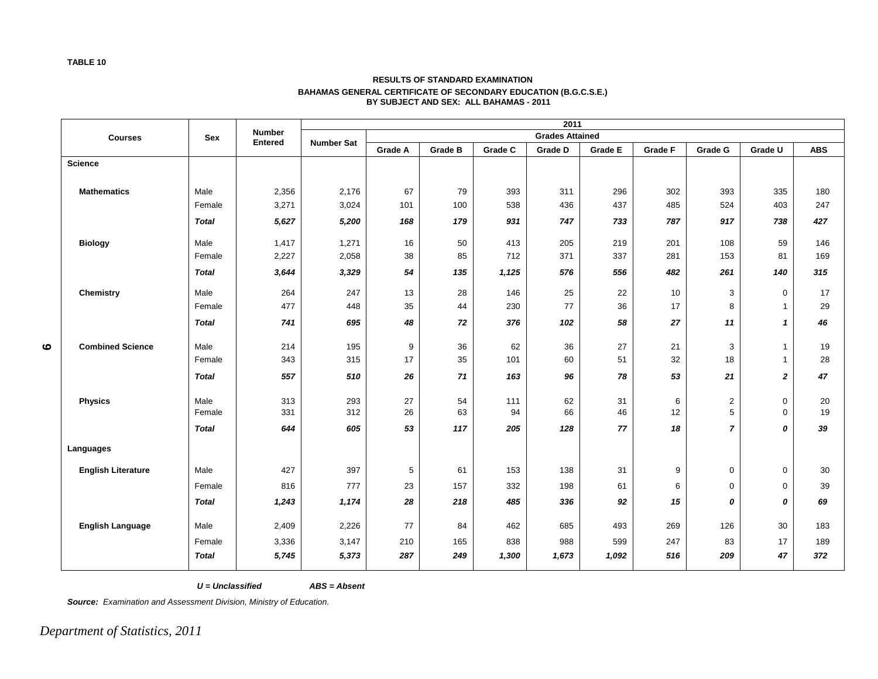TABLE 10

**RESULTS OF STANDARD EXAMINATION**
**BAHAMAS GENERAL CERTIFICATE OF SECONDARY EDUCATION (B.G.C.S.E.)**
**BY SUBJECT AND SEX: ALL BAHAMAS - 2011**

| Courses | Sex | Number Entered | 2011 | | | | | | | | | |
|---|---|---|---|---|---|---|---|---|---|---|---|---|
| | | | Number Sat | Grades Attained | | | | | | | | |
| | | | | Grade A | Grade B | Grade C | Grade D | Grade E | Grade F | Grade G | Grade U | ABS |
| **Science** | | | | | | | | | | | | |
| **Mathematics** | Male | 2,356 | 2,176 | 67 | 79 | 393 | 311 | 296 | 302 | 393 | 335 | 180 |
| | Female | 3,271 | 3,024 | 101 | 100 | 538 | 436 | 437 | 485 | 524 | 403 | 247 |
| | ***Total*** | ***5,627*** | ***5,200*** | ***168*** | ***179*** | ***931*** | ***747*** | ***733*** | ***787*** | ***917*** | ***738*** | ***427*** |
| **Biology** | Male | 1,417 | 1,271 | 16 | 50 | 413 | 205 | 219 | 201 | 108 | 59 | 146 |
| | Female | 2,227 | 2,058 | 38 | 85 | 712 | 371 | 337 | 281 | 153 | 81 | 169 |
| | ***Total*** | ***3,644*** | ***3,329*** | ***54*** | ***135*** | ***1,125*** | ***576*** | ***556*** | ***482*** | ***261*** | ***140*** | ***315*** |
| **Chemistry** | Male | 264 | 247 | 13 | 28 | 146 | 25 | 22 | 10 | 3 | 0 | 17 |
| | Female | 477 | 448 | 35 | 44 | 230 | 77 | 36 | 17 | 8 | 1 | 29 |
| | ***Total*** | ***741*** | ***695*** | ***48*** | ***72*** | ***376*** | ***102*** | ***58*** | ***27*** | ***11*** | ***1*** | ***46*** |
| **Combined Science** | Male | 214 | 195 | 9 | 36 | 62 | 36 | 27 | 21 | 3 | 1 | 19 |
| | Female | 343 | 315 | 17 | 35 | 101 | 60 | 51 | 32 | 18 | 1 | 28 |
| | ***Total*** | ***557*** | ***510*** | ***26*** | ***71*** | ***163*** | ***96*** | ***78*** | ***53*** | ***21*** | ***2*** | ***47*** |
| **Physics** | Male | 313 | 293 | 27 | 54 | 111 | 62 | 31 | 6 | 2 | 0 | 20 |
| | Female | 331 | 312 | 26 | 63 | 94 | 66 | 46 | 12 | 5 | 0 | 19 |
| | ***Total*** | ***644*** | ***605*** | ***53*** | ***117*** | ***205*** | ***128*** | ***77*** | ***18*** | ***7*** | ***0*** | ***39*** |
| **Languages** | | | | | | | | | | | | |
| **English Literature** | Male | 427 | 397 | 5 | 61 | 153 | 138 | 31 | 9 | 0 | 0 | 30 |
| | Female | 816 | 777 | 23 | 157 | 332 | 198 | 61 | 6 | 0 | 0 | 39 |
| | ***Total*** | ***1,243*** | ***1,174*** | ***28*** | ***218*** | ***485*** | ***336*** | ***92*** | ***15*** | ***0*** | ***0*** | ***69*** |
| **English Language** | Male | 2,409 | 2,226 | 77 | 84 | 462 | 685 | 493 | 269 | 126 | 30 | 183 |
| | Female | 3,336 | 3,147 | 210 | 165 | 838 | 988 | 599 | 247 | 83 | 17 | 189 |
| | ***Total*** | ***5,745*** | ***5,373*** | ***287*** | ***249*** | ***1,300*** | ***1,673*** | ***1,092*** | ***516*** | ***209*** | ***47*** | ***372*** |

***U = Unclassified*** ***ABS = Absent***

***Source:*** *Examination and Assessment Division, Ministry of Education.*

*Department of Statistics, 2011*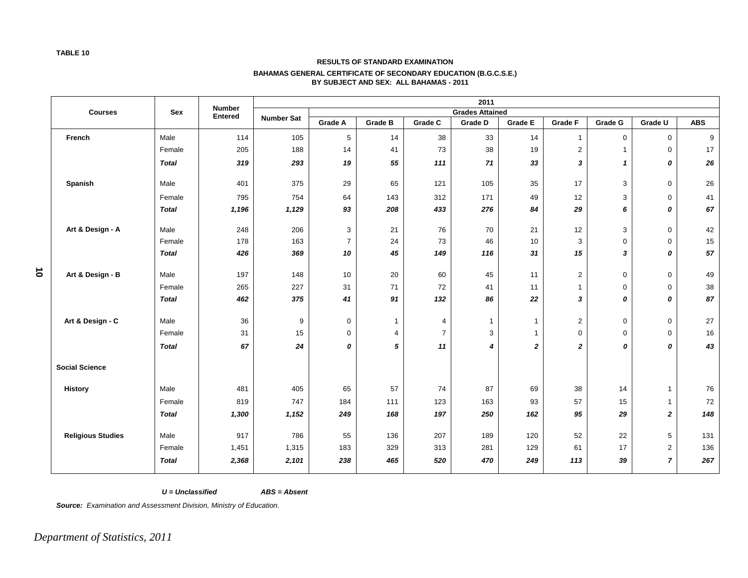TABLE 10

## RESULTS OF STANDARD EXAMINATION

### BAHAMAS GENERAL CERTIFICATE OF SECONDARY EDUCATION (B.G.C.S.E.) BY SUBJECT AND SEX: ALL BAHAMAS - 2011

| Courses | Sex | Number Entered | 2011 | | | | | | | | | | |
|---|---|---|---|---|---|---|---|---|---|---|---|---|---|
| | | | Number Sat | Grades Attained | | | | | | | | | |
| | | | | Grade A | Grade B | Grade C | Grade D | Grade E | Grade F | Grade G | Grade U | ABS |
| **French** | Male | 114 | 105 | 5 | 14 | 38 | 33 | 14 | 1 | 0 | 0 | 9 |
| | Female | 205 | 188 | 14 | 41 | 73 | 38 | 19 | 2 | 1 | 0 | 17 |
| | ***Total*** | ***319*** | ***293*** | ***19*** | ***55*** | ***111*** | ***71*** | ***33*** | ***3*** | ***1*** | ***0*** | ***26*** |
| **Spanish** | Male | 401 | 375 | 29 | 65 | 121 | 105 | 35 | 17 | 3 | 0 | 26 |
| | Female | 795 | 754 | 64 | 143 | 312 | 171 | 49 | 12 | 3 | 0 | 41 |
| | ***Total*** | ***1,196*** | ***1,129*** | ***93*** | ***208*** | ***433*** | ***276*** | ***84*** | ***29*** | ***6*** | ***0*** | ***67*** |
| **Art & Design - A** | Male | 248 | 206 | 3 | 21 | 76 | 70 | 21 | 12 | 3 | 0 | 42 |
| | Female | 178 | 163 | 7 | 24 | 73 | 46 | 10 | 3 | 0 | 0 | 15 |
| | ***Total*** | ***426*** | ***369*** | ***10*** | ***45*** | ***149*** | ***116*** | ***31*** | ***15*** | ***3*** | ***0*** | ***57*** |
| **Art & Design - B** | Male | 197 | 148 | 10 | 20 | 60 | 45 | 11 | 2 | 0 | 0 | 49 |
| | Female | 265 | 227 | 31 | 71 | 72 | 41 | 11 | 1 | 0 | 0 | 38 |
| | ***Total*** | ***462*** | ***375*** | ***41*** | ***91*** | ***132*** | ***86*** | ***22*** | ***3*** | ***0*** | ***0*** | ***87*** |
| **Art & Design - C** | Male | 36 | 9 | 0 | 1 | 4 | 1 | 1 | 2 | 0 | 0 | 27 |
| | Female | 31 | 15 | 0 | 4 | 7 | 3 | 1 | 0 | 0 | 0 | 16 |
| | ***Total*** | ***67*** | ***24*** | ***0*** | ***5*** | ***11*** | ***4*** | ***2*** | ***2*** | ***0*** | ***0*** | ***43*** |
| **Social Science** | | | | | | | | | | | | |
| **History** | Male | 481 | 405 | 65 | 57 | 74 | 87 | 69 | 38 | 14 | 1 | 76 |
| | Female | 819 | 747 | 184 | 111 | 123 | 163 | 93 | 57 | 15 | 1 | 72 |
| | ***Total*** | ***1,300*** | ***1,152*** | ***249*** | ***168*** | ***197*** | ***250*** | ***162*** | ***95*** | ***29*** | ***2*** | ***148*** |
| **Religious Studies** | Male | 917 | 786 | 55 | 136 | 207 | 189 | 120 | 52 | 22 | 5 | 131 |
| | Female | 1,451 | 1,315 | 183 | 329 | 313 | 281 | 129 | 61 | 17 | 2 | 136 |
| | ***Total*** | ***2,368*** | ***2,101*** | ***238*** | ***465*** | ***520*** | ***470*** | ***249*** | ***113*** | ***39*** | ***7*** | ***267*** |

***U = Unclassified*** ***ABS = Absent***

***Source:*** *Examination and Assessment Division, Ministry of Education.*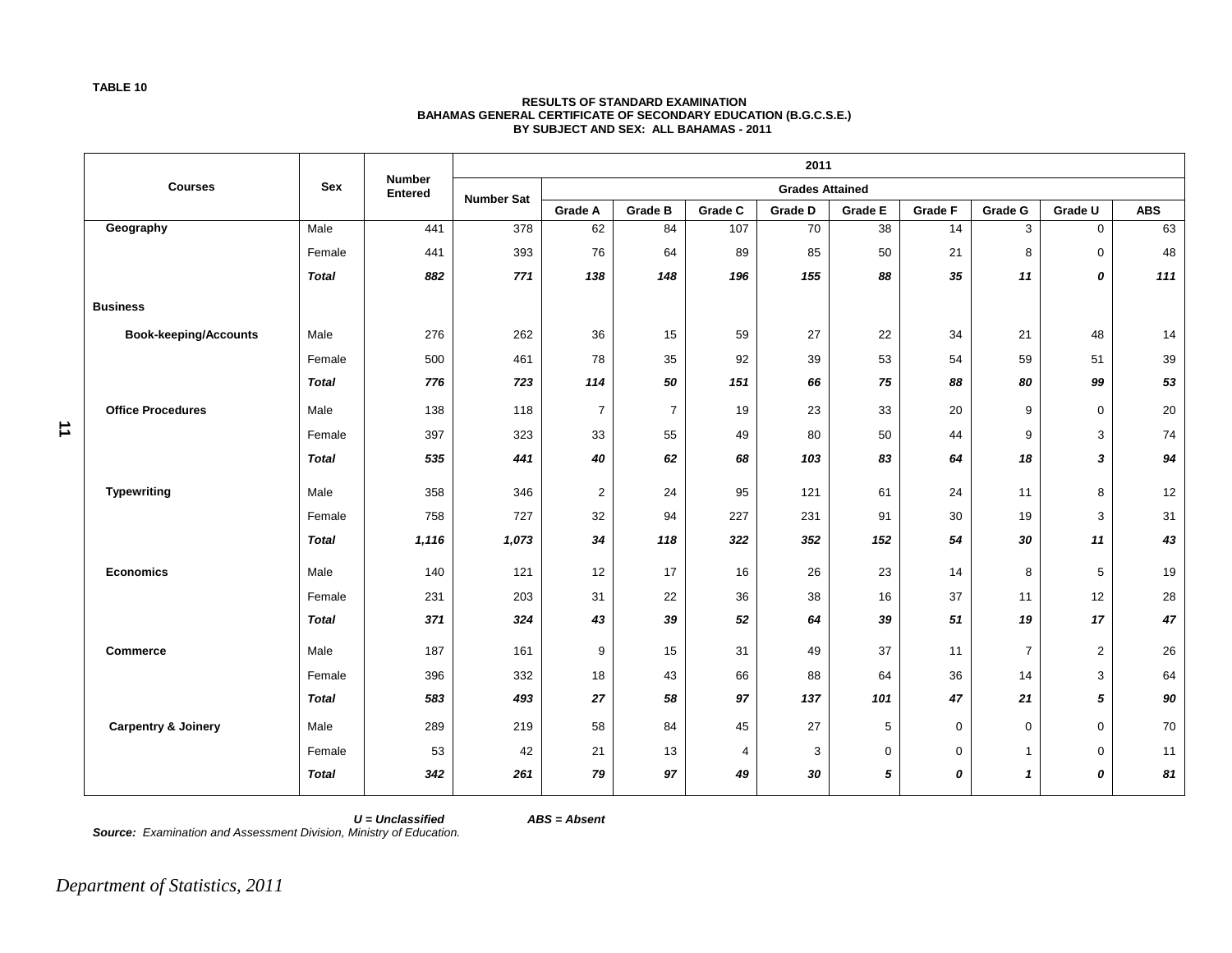**TABLE 10**

**RESULTS OF STANDARD EXAMINATION**
**BAHAMAS GENERAL CERTIFICATE OF SECONDARY EDUCATION (B.G.C.S.E.)**
**BY SUBJECT AND SEX: ALL BAHAMAS - 2011**

| Courses | Sex | Number Entered | 2011 | | | | | | | | | |
|---|---|---|---|---|---|---|---|---|---|---|---|---|
| | | | Number Sat | Grades Attained | | | | | | | | |
| | | | | Grade A | Grade B | Grade C | Grade D | Grade E | Grade F | Grade G | Grade U | ABS |
| **Geography** | Male | 441 | 378 | 62 | 84 | 107 | 70 | 38 | 14 | 3 | 0 | 63 |
| | Female | 441 | 393 | 76 | 64 | 89 | 85 | 50 | 21 | 8 | 0 | 48 |
| | ***Total*** | ***882*** | ***771*** | ***138*** | ***148*** | ***196*** | ***155*** | ***88*** | ***35*** | ***11*** | ***0*** | ***111*** |
| **Business** | | | | | | | | | | | | |
| **Book-keeping/Accounts** | Male | 276 | 262 | 36 | 15 | 59 | 27 | 22 | 34 | 21 | 48 | 14 |
| | Female | 500 | 461 | 78 | 35 | 92 | 39 | 53 | 54 | 59 | 51 | 39 |
| | ***Total*** | ***776*** | ***723*** | ***114*** | ***50*** | ***151*** | ***66*** | ***75*** | ***88*** | ***80*** | ***99*** | ***53*** |
| **Office Procedures** | Male | 138 | 118 | 7 | 7 | 19 | 23 | 33 | 20 | 9 | 0 | 20 |
| | Female | 397 | 323 | 33 | 55 | 49 | 80 | 50 | 44 | 9 | 3 | 74 |
| | ***Total*** | ***535*** | ***441*** | ***40*** | ***62*** | ***68*** | ***103*** | ***83*** | ***64*** | ***18*** | ***3*** | ***94*** |
| **Typewriting** | Male | 358 | 346 | 2 | 24 | 95 | 121 | 61 | 24 | 11 | 8 | 12 |
| | Female | 758 | 727 | 32 | 94 | 227 | 231 | 91 | 30 | 19 | 3 | 31 |
| | ***Total*** | ***1,116*** | ***1,073*** | ***34*** | ***118*** | ***322*** | ***352*** | ***152*** | ***54*** | ***30*** | ***11*** | ***43*** |
| **Economics** | Male | 140 | 121 | 12 | 17 | 16 | 26 | 23 | 14 | 8 | 5 | 19 |
| | Female | 231 | 203 | 31 | 22 | 36 | 38 | 16 | 37 | 11 | 12 | 28 |
| | ***Total*** | ***371*** | ***324*** | ***43*** | ***39*** | ***52*** | ***64*** | ***39*** | ***51*** | ***19*** | ***17*** | ***47*** |
| **Commerce** | Male | 187 | 161 | 9 | 15 | 31 | 49 | 37 | 11 | 7 | 2 | 26 |
| | Female | 396 | 332 | 18 | 43 | 66 | 88 | 64 | 36 | 14 | 3 | 64 |
| | ***Total*** | ***583*** | ***493*** | ***27*** | ***58*** | ***97*** | ***137*** | ***101*** | ***47*** | ***21*** | ***5*** | ***90*** |
| **Carpentry & Joinery** | Male | 289 | 219 | 58 | 84 | 45 | 27 | 5 | 0 | 0 | 0 | 70 |
| | Female | 53 | 42 | 21 | 13 | 4 | 3 | 0 | 0 | 1 | 0 | 11 |
| | ***Total*** | ***342*** | ***261*** | ***79*** | ***97*** | ***49*** | ***30*** | ***5*** | ***0*** | ***1*** | ***0*** | ***81*** |

***U = Unclassified*** ***ABS = Absent***

***Source:*** *Examination and Assessment Division, Ministry of Education.*

*Department of Statistics, 2011*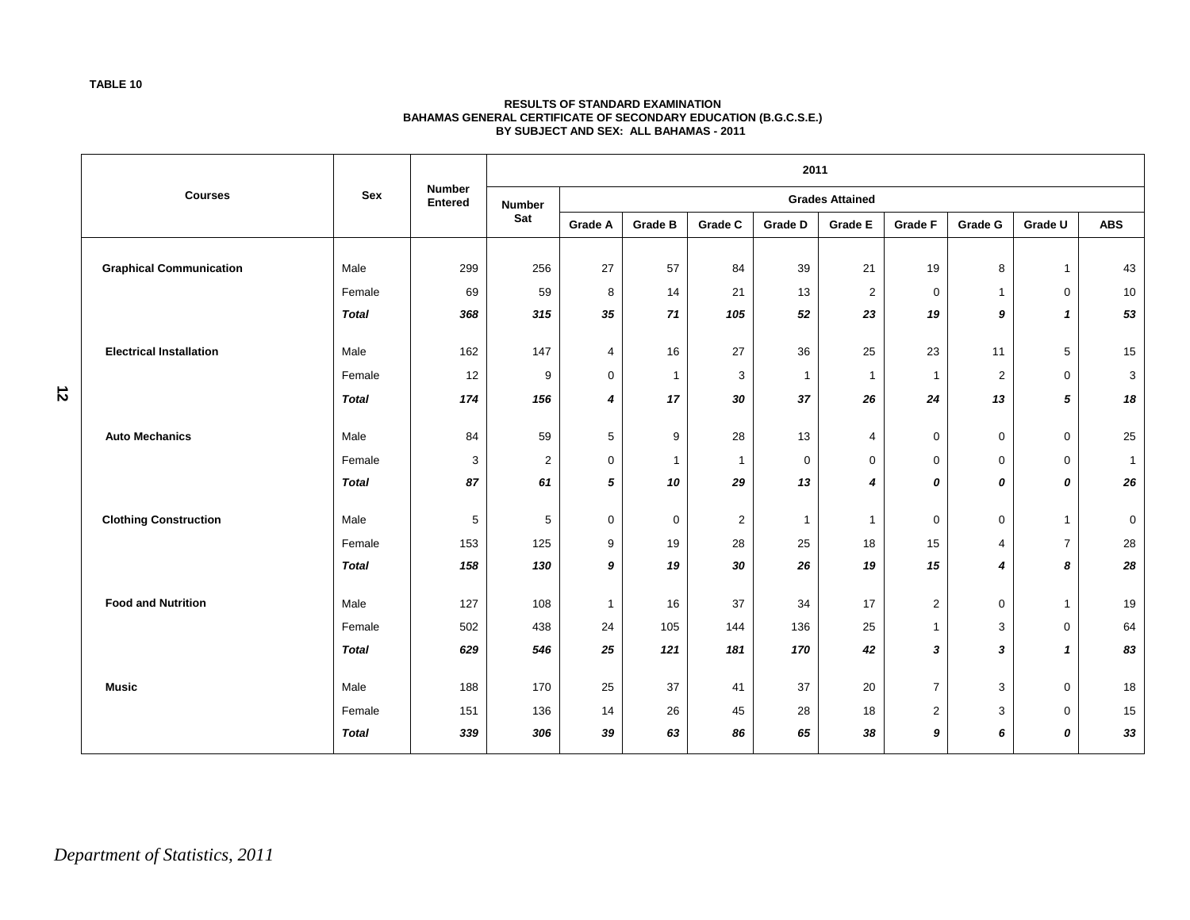**TABLE 10**

**RESULTS OF STANDARD EXAMINATION**
**BAHAMAS GENERAL CERTIFICATE OF SECONDARY EDUCATION (B.G.C.S.E.)**
**BY SUBJECT AND SEX: ALL BAHAMAS - 2011**

| Courses | Sex | Number Entered | 2011 | | | | | | | | | |
|---|---|---|---|---|---|---|---|---|---|---|---|---|
| | | | Number Sat | Grades Attained | | | | | | | | |
| | | | | Grade A | Grade B | Grade C | Grade D | Grade E | Grade F | Grade G | Grade U | ABS |
| **Graphical Communication** | Male | 299 | 256 | 27 | 57 | 84 | 39 | 21 | 19 | 8 | 1 | 43 |
| | Female | 69 | 59 | 8 | 14 | 21 | 13 | 2 | 0 | 1 | 0 | 10 |
| | ***Total*** | ***368*** | ***315*** | ***35*** | ***71*** | ***105*** | ***52*** | ***23*** | ***19*** | ***9*** | ***1*** | ***53*** |
| **Electrical Installation** | Male | 162 | 147 | 4 | 16 | 27 | 36 | 25 | 23 | 11 | 5 | 15 |
| | Female | 12 | 9 | 0 | 1 | 3 | 1 | 1 | 1 | 2 | 0 | 3 |
| | ***Total*** | ***174*** | ***156*** | ***4*** | ***17*** | ***30*** | ***37*** | ***26*** | ***24*** | ***13*** | ***5*** | ***18*** |
| **Auto Mechanics** | Male | 84 | 59 | 5 | 9 | 28 | 13 | 4 | 0 | 0 | 0 | 25 |
| | Female | 3 | 2 | 0 | 1 | 1 | 0 | 0 | 0 | 0 | 0 | 1 |
| | ***Total*** | ***87*** | ***61*** | ***5*** | ***10*** | ***29*** | ***13*** | ***4*** | ***0*** | ***0*** | ***0*** | ***26*** |
| **Clothing Construction** | Male | 5 | 5 | 0 | 0 | 2 | 1 | 1 | 0 | 0 | 1 | 0 |
| | Female | 153 | 125 | 9 | 19 | 28 | 25 | 18 | 15 | 4 | 7 | 28 |
| | ***Total*** | ***158*** | ***130*** | ***9*** | ***19*** | ***30*** | ***26*** | ***19*** | ***15*** | ***4*** | ***8*** | ***28*** |
| **Food and Nutrition** | Male | 127 | 108 | 1 | 16 | 37 | 34 | 17 | 2 | 0 | 1 | 19 |
| | Female | 502 | 438 | 24 | 105 | 144 | 136 | 25 | 1 | 3 | 0 | 64 |
| | ***Total*** | ***629*** | ***546*** | ***25*** | ***121*** | ***181*** | ***170*** | ***42*** | ***3*** | ***3*** | ***1*** | ***83*** |
| **Music** | Male | 188 | 170 | 25 | 37 | 41 | 37 | 20 | 7 | 3 | 0 | 18 |
| | Female | 151 | 136 | 14 | 26 | 45 | 28 | 18 | 2 | 3 | 0 | 15 |
| | ***Total*** | ***339*** | ***306*** | ***39*** | ***63*** | ***86*** | ***65*** | ***38*** | ***9*** | ***6*** | ***0*** | ***33*** |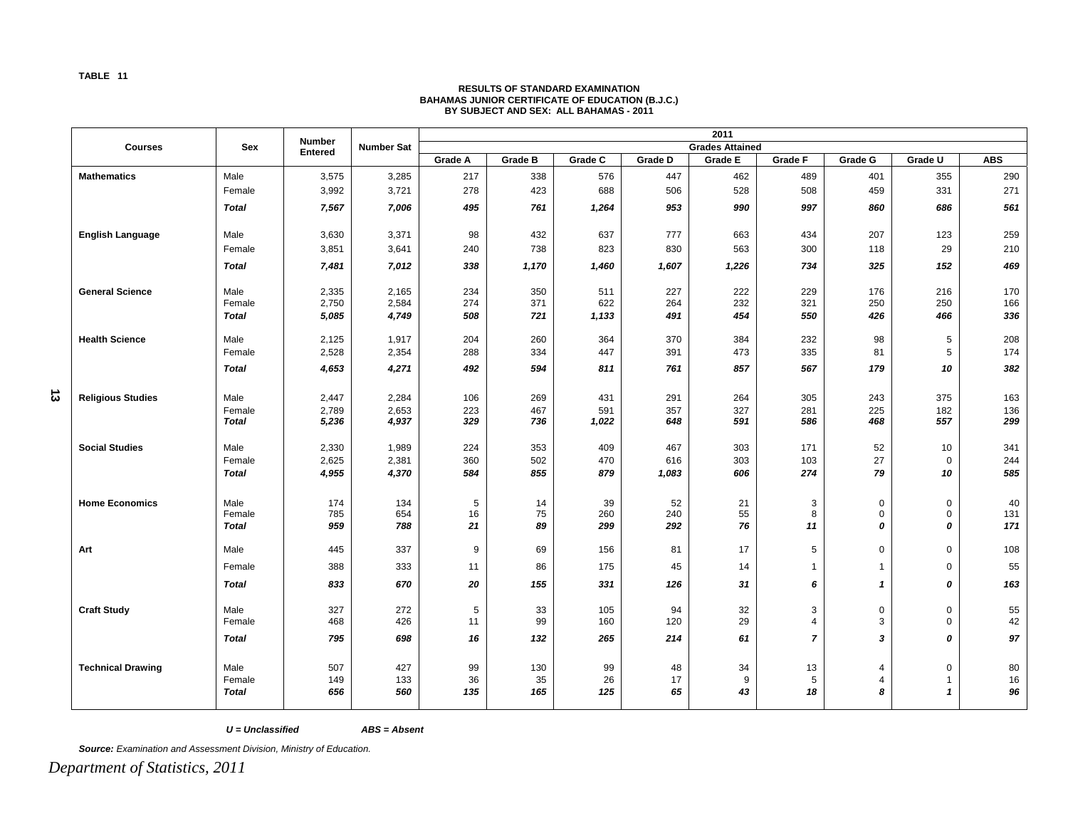TABLE 11

**RESULTS OF STANDARD EXAMINATION**
**BAHAMAS JUNIOR CERTIFICATE OF EDUCATION (B.J.C.)**
**BY SUBJECT AND SEX: ALL BAHAMAS - 2011**

| Courses | Sex | Number Entered | Number Sat | 2011 | | | | | | | | |
|---|---|---|---|---|---|---|---|---|---|---|---|---|
| | | | | Grades Attained | | | | | | | | |
| | | | | Grade A | Grade B | Grade C | Grade D | Grade E | Grade F | Grade G | Grade U | ABS |
| **Mathematics** | Male | 3,575 | 3,285 | 217 | 338 | 576 | 447 | 462 | 489 | 401 | 355 | 290 |
| | Female | 3,992 | 3,721 | 278 | 423 | 688 | 506 | 528 | 508 | 459 | 331 | 271 |
| | ***Total*** | ***7,567*** | ***7,006*** | ***495*** | ***761*** | ***1,264*** | ***953*** | ***990*** | ***997*** | ***860*** | ***686*** | ***561*** |
| **English Language** | Male | 3,630 | 3,371 | 98 | 432 | 637 | 777 | 663 | 434 | 207 | 123 | 259 |
| | Female | 3,851 | 3,641 | 240 | 738 | 823 | 830 | 563 | 300 | 118 | 29 | 210 |
| | ***Total*** | ***7,481*** | ***7,012*** | ***338*** | ***1,170*** | ***1,460*** | ***1,607*** | ***1,226*** | ***734*** | ***325*** | ***152*** | ***469*** |
| **General Science** | Male | 2,335 | 2,165 | 234 | 350 | 511 | 227 | 222 | 229 | 176 | 216 | 170 |
| | Female | 2,750 | 2,584 | 274 | 371 | 622 | 264 | 232 | 321 | 250 | 250 | 166 |
| | ***Total*** | ***5,085*** | ***4,749*** | ***508*** | ***721*** | ***1,133*** | ***491*** | ***454*** | ***550*** | ***426*** | ***466*** | ***336*** |
| **Health Science** | Male | 2,125 | 1,917 | 204 | 260 | 364 | 370 | 384 | 232 | 98 | 5 | 208 |
| | Female | 2,528 | 2,354 | 288 | 334 | 447 | 391 | 473 | 335 | 81 | 5 | 174 |
| | ***Total*** | ***4,653*** | ***4,271*** | ***492*** | ***594*** | ***811*** | ***761*** | ***857*** | ***567*** | ***179*** | ***10*** | ***382*** |
| **Religious Studies** | Male | 2,447 | 2,284 | 106 | 269 | 431 | 291 | 264 | 305 | 243 | 375 | 163 |
| | Female | 2,789 | 2,653 | 223 | 467 | 591 | 357 | 327 | 281 | 225 | 182 | 136 |
| | ***Total*** | ***5,236*** | ***4,937*** | ***329*** | ***736*** | ***1,022*** | ***648*** | ***591*** | ***586*** | ***468*** | ***557*** | ***299*** |
| **Social Studies** | Male | 2,330 | 1,989 | 224 | 353 | 409 | 467 | 303 | 171 | 52 | 10 | 341 |
| | Female | 2,625 | 2,381 | 360 | 502 | 470 | 616 | 303 | 103 | 27 | 0 | 244 |
| | ***Total*** | ***4,955*** | ***4,370*** | ***584*** | ***855*** | ***879*** | ***1,083*** | ***606*** | ***274*** | ***79*** | ***10*** | ***585*** |
| **Home Economics** | Male | 174 | 134 | 5 | 14 | 39 | 52 | 21 | 3 | 0 | 0 | 40 |
| | Female | 785 | 654 | 16 | 75 | 260 | 240 | 55 | 8 | 0 | 0 | 131 |
| | ***Total*** | ***959*** | ***788*** | ***21*** | ***89*** | ***299*** | ***292*** | ***76*** | ***11*** | ***0*** | ***0*** | ***171*** |
| **Art** | Male | 445 | 337 | 9 | 69 | 156 | 81 | 17 | 5 | 0 | 0 | 108 |
| | Female | 388 | 333 | 11 | 86 | 175 | 45 | 14 | 1 | 1 | 0 | 55 |
| | ***Total*** | ***833*** | ***670*** | ***20*** | ***155*** | ***331*** | ***126*** | ***31*** | ***6*** | ***1*** | ***0*** | ***163*** |
| **Craft Study** | Male | 327 | 272 | 5 | 33 | 105 | 94 | 32 | 3 | 0 | 0 | 55 |
| | Female | 468 | 426 | 11 | 99 | 160 | 120 | 29 | 4 | 3 | 0 | 42 |
| | ***Total*** | ***795*** | ***698*** | ***16*** | ***132*** | ***265*** | ***214*** | ***61*** | ***7*** | ***3*** | ***0*** | ***97*** |
| **Technical Drawing** | Male | 507 | 427 | 99 | 130 | 99 | 48 | 34 | 13 | 4 | 0 | 80 |
| | Female | 149 | 133 | 36 | 35 | 26 | 17 | 9 | 5 | 4 | 1 | 16 |
| | ***Total*** | ***656*** | ***560*** | ***135*** | ***165*** | ***125*** | ***65*** | ***43*** | ***18*** | ***8*** | ***1*** | ***96*** |

***U = Unclassified*** ***ABS = Absent***

***Source:*** *Examination and Assessment Division, Ministry of Education.*

*Department of Statistics, 2011*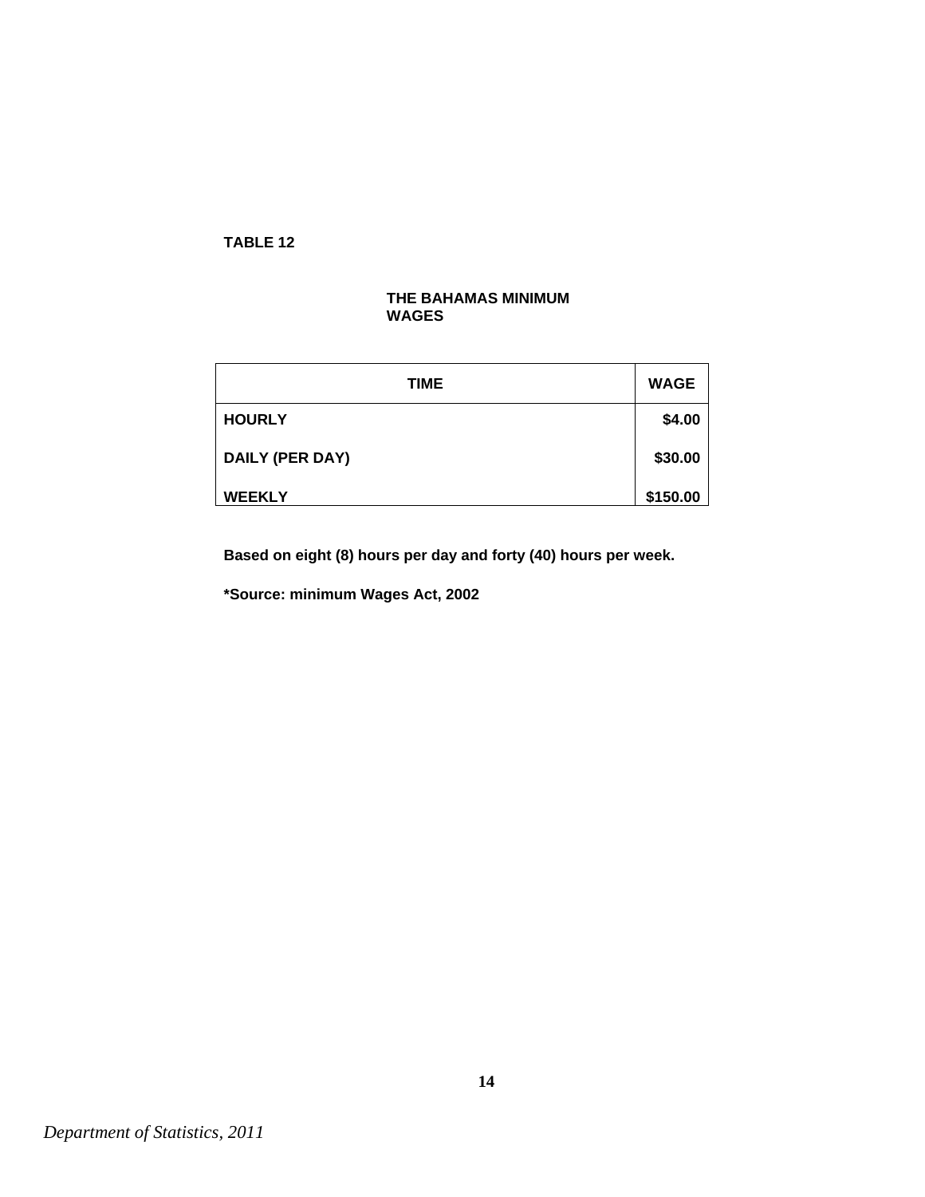**TABLE 12**

**THE BAHAMAS MINIMUM WAGES**

| TIME | WAGE |
|---|---|
| HOURLY | $4.00 |
| DAILY (PER DAY) | $30.00 |
| WEEKLY | $150.00 |

**Based on eight (8) hours per day and forty (40) hours per week.**

***Source: minimum Wages Act, 2002**

*Department of Statistics, 2011*